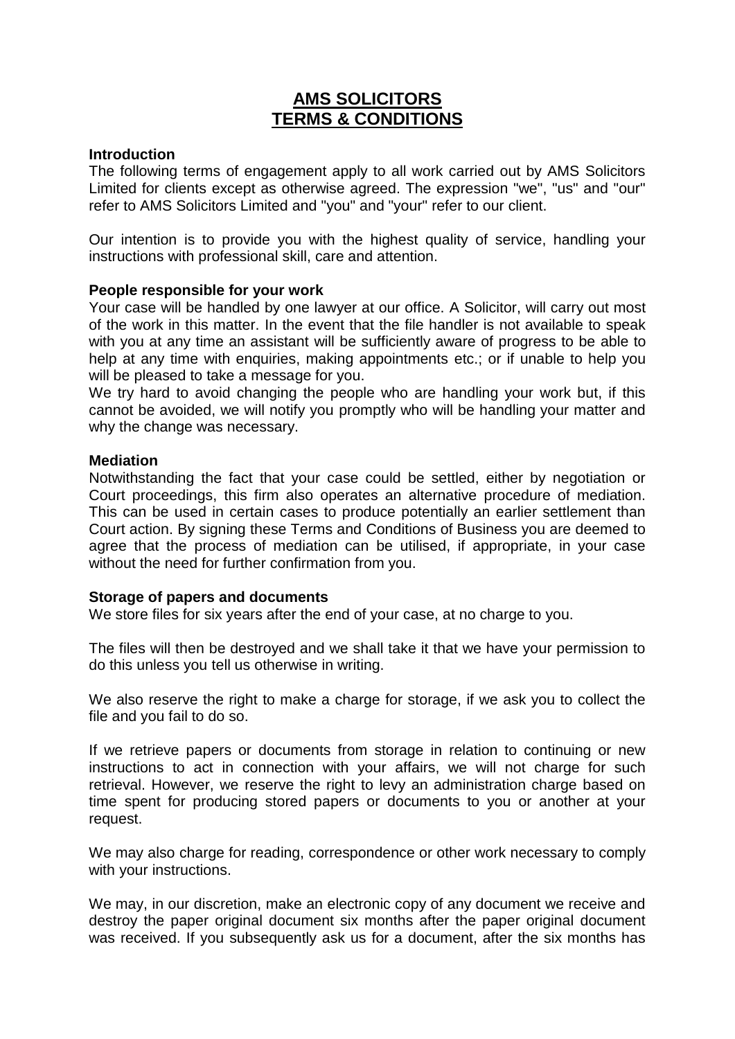# AMS SOLICITORS
# TERMS & CONDITIONS

**Introduction**

The following terms of engagement apply to all work carried out by AMS Solicitors Limited for clients except as otherwise agreed. The expression "we", "us" and "our" refer to AMS Solicitors Limited and "you" and "your" refer to our client.

Our intention is to provide you with the highest quality of service, handling your instructions with professional skill, care and attention.

**People responsible for your work**

Your case will be handled by one lawyer at our office. A Solicitor, will carry out most of the work in this matter. In the event that the file handler is not available to speak with you at any time an assistant will be sufficiently aware of progress to be able to help at any time with enquiries, making appointments etc.; or if unable to help you will be pleased to take a message for you.

We try hard to avoid changing the people who are handling your work but, if this cannot be avoided, we will notify you promptly who will be handling your matter and why the change was necessary.

**Mediation**

Notwithstanding the fact that your case could be settled, either by negotiation or Court proceedings, this firm also operates an alternative procedure of mediation. This can be used in certain cases to produce potentially an earlier settlement than Court action. By signing these Terms and Conditions of Business you are deemed to agree that the process of mediation can be utilised, if appropriate, in your case without the need for further confirmation from you.

**Storage of papers and documents**

We store files for six years after the end of your case, at no charge to you.

The files will then be destroyed and we shall take it that we have your permission to do this unless you tell us otherwise in writing.

We also reserve the right to make a charge for storage, if we ask you to collect the file and you fail to do so.

If we retrieve papers or documents from storage in relation to continuing or new instructions to act in connection with your affairs, we will not charge for such retrieval. However, we reserve the right to levy an administration charge based on time spent for producing stored papers or documents to you or another at your request.

We may also charge for reading, correspondence or other work necessary to comply with your instructions.

We may, in our discretion, make an electronic copy of any document we receive and destroy the paper original document six months after the paper original document was received. If you subsequently ask us for a document, after the six months has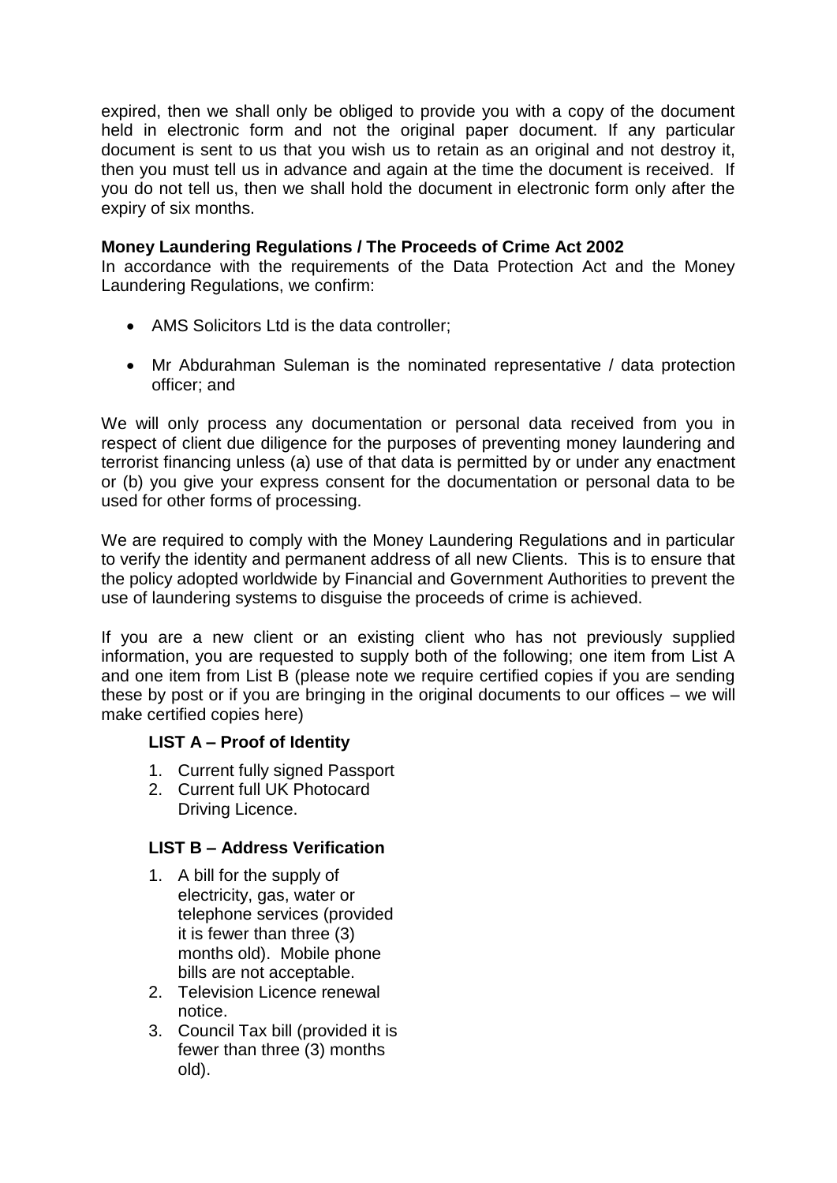expired, then we shall only be obliged to provide you with a copy of the document held in electronic form and not the original paper document. If any particular document is sent to us that you wish us to retain as an original and not destroy it, then you must tell us in advance and again at the time the document is received. If you do not tell us, then we shall hold the document in electronic form only after the expiry of six months.

**Money Laundering Regulations / The Proceeds of Crime Act 2002**

In accordance with the requirements of the Data Protection Act and the Money Laundering Regulations, we confirm:

- AMS Solicitors Ltd is the data controller;
- Mr Abdurahman Suleman is the nominated representative / data protection officer; and

We will only process any documentation or personal data received from you in respect of client due diligence for the purposes of preventing money laundering and terrorist financing unless (a) use of that data is permitted by or under any enactment or (b) you give your express consent for the documentation or personal data to be used for other forms of processing.

We are required to comply with the Money Laundering Regulations and in particular to verify the identity and permanent address of all new Clients. This is to ensure that the policy adopted worldwide by Financial and Government Authorities to prevent the use of laundering systems to disguise the proceeds of crime is achieved.

If you are a new client or an existing client who has not previously supplied information, you are requested to supply both of the following; one item from List A and one item from List B (please note we require certified copies if you are sending these by post or if you are bringing in the original documents to our offices – we will make certified copies here)

**LIST A – Proof of Identity**

1. Current fully signed Passport
2. Current full UK Photocard Driving Licence.

**LIST B – Address Verification**

1. A bill for the supply of electricity, gas, water or telephone services (provided it is fewer than three (3) months old). Mobile phone bills are not acceptable.
2. Television Licence renewal notice.
3. Council Tax bill (provided it is fewer than three (3) months old).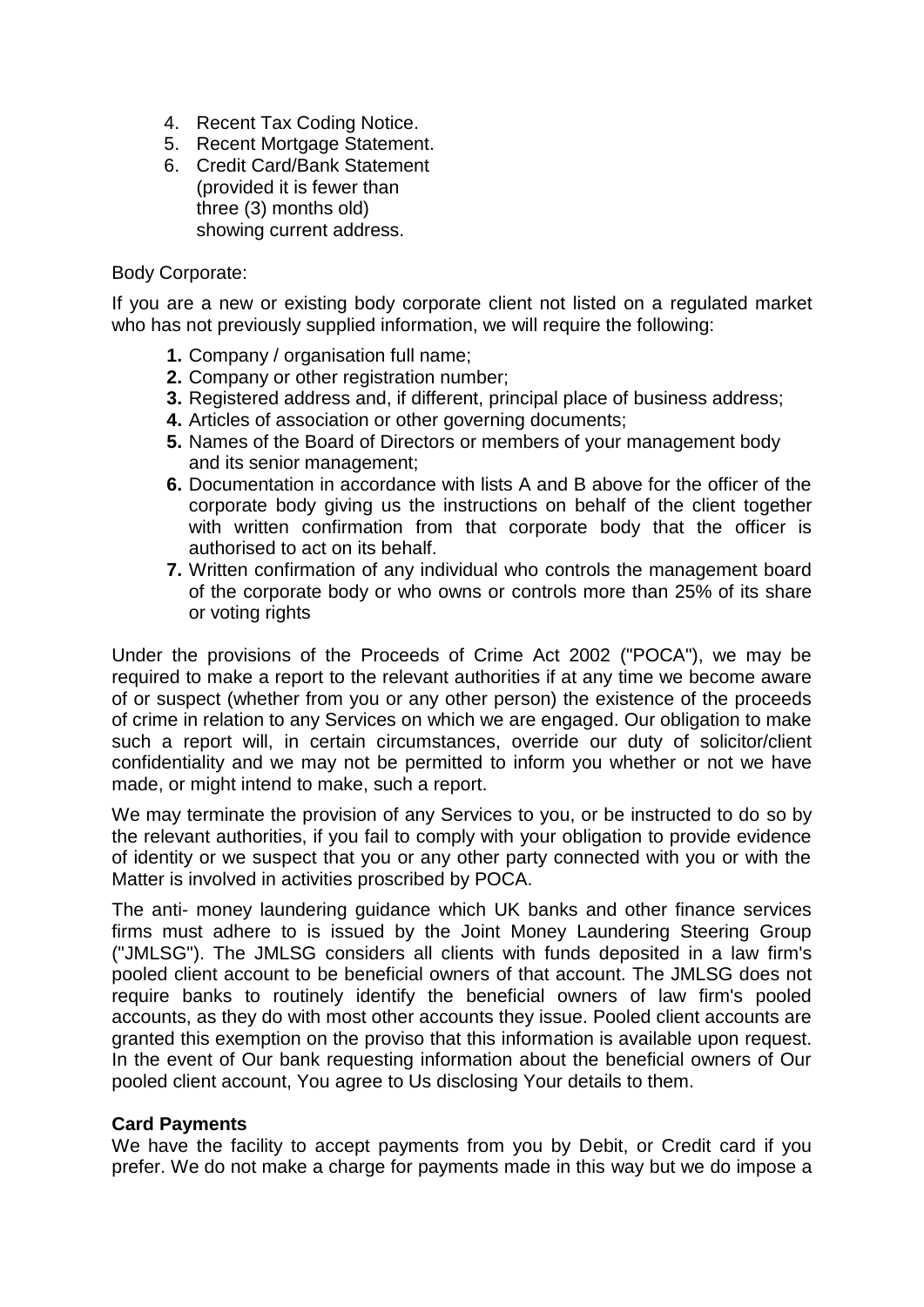4. Recent Tax Coding Notice.
5. Recent Mortgage Statement.
6. Credit Card/Bank Statement (provided it is fewer than three (3) months old) showing current address.

Body Corporate:

If you are a new or existing body corporate client not listed on a regulated market who has not previously supplied information, we will require the following:

1. Company / organisation full name;
2. Company or other registration number;
3. Registered address and, if different, principal place of business address;
4. Articles of association or other governing documents;
5. Names of the Board of Directors or members of your management body and its senior management;
6. Documentation in accordance with lists A and B above for the officer of the corporate body giving us the instructions on behalf of the client together with written confirmation from that corporate body that the officer is authorised to act on its behalf.
7. Written confirmation of any individual who controls the management board of the corporate body or who owns or controls more than 25% of its share or voting rights

Under the provisions of the Proceeds of Crime Act 2002 ("POCA"), we may be required to make a report to the relevant authorities if at any time we become aware of or suspect (whether from you or any other person) the existence of the proceeds of crime in relation to any Services on which we are engaged. Our obligation to make such a report will, in certain circumstances, override our duty of solicitor/client confidentiality and we may not be permitted to inform you whether or not we have made, or might intend to make, such a report.

We may terminate the provision of any Services to you, or be instructed to do so by the relevant authorities, if you fail to comply with your obligation to provide evidence of identity or we suspect that you or any other party connected with you or with the Matter is involved in activities proscribed by POCA.

The anti- money laundering guidance which UK banks and other finance services firms must adhere to is issued by the Joint Money Laundering Steering Group ("JMLSG"). The JMLSG considers all clients with funds deposited in a law firm's pooled client account to be beneficial owners of that account. The JMLSG does not require banks to routinely identify the beneficial owners of law firm's pooled accounts, as they do with most other accounts they issue. Pooled client accounts are granted this exemption on the proviso that this information is available upon request. In the event of Our bank requesting information about the beneficial owners of Our pooled client account, You agree to Us disclosing Your details to them.

**Card Payments**

We have the facility to accept payments from you by Debit, or Credit card if you prefer. We do not make a charge for payments made in this way but we do impose a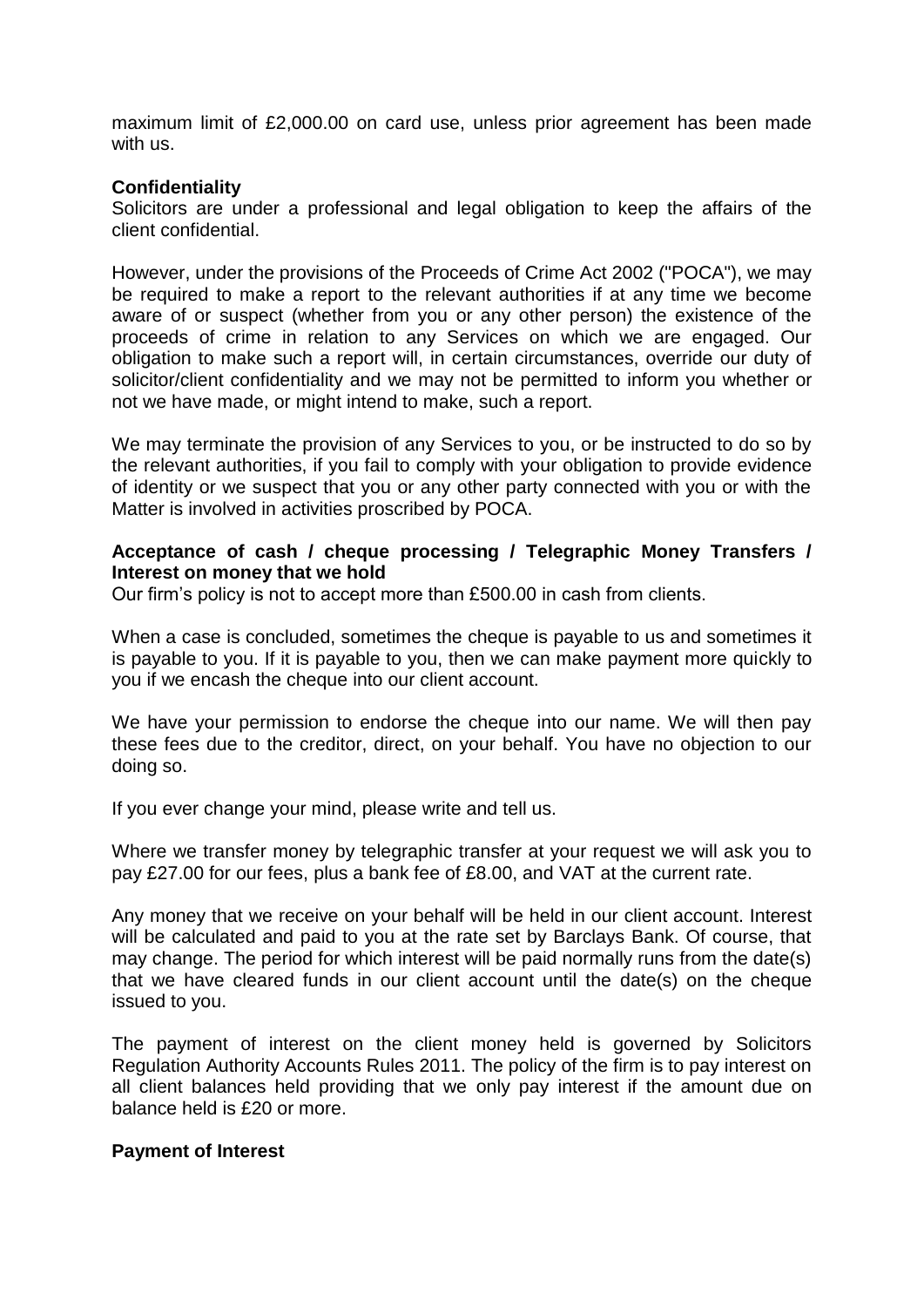maximum limit of £2,000.00 on card use, unless prior agreement has been made with us.

**Confidentiality**

Solicitors are under a professional and legal obligation to keep the affairs of the client confidential.

However, under the provisions of the Proceeds of Crime Act 2002 ("POCA"), we may be required to make a report to the relevant authorities if at any time we become aware of or suspect (whether from you or any other person) the existence of the proceeds of crime in relation to any Services on which we are engaged. Our obligation to make such a report will, in certain circumstances, override our duty of solicitor/client confidentiality and we may not be permitted to inform you whether or not we have made, or might intend to make, such a report.

We may terminate the provision of any Services to you, or be instructed to do so by the relevant authorities, if you fail to comply with your obligation to provide evidence of identity or we suspect that you or any other party connected with you or with the Matter is involved in activities proscribed by POCA.

**Acceptance of cash / cheque processing / Telegraphic Money Transfers / Interest on money that we hold**

Our firm's policy is not to accept more than £500.00 in cash from clients.

When a case is concluded, sometimes the cheque is payable to us and sometimes it is payable to you. If it is payable to you, then we can make payment more quickly to you if we encash the cheque into our client account.

We have your permission to endorse the cheque into our name. We will then pay these fees due to the creditor, direct, on your behalf. You have no objection to our doing so.

If you ever change your mind, please write and tell us.

Where we transfer money by telegraphic transfer at your request we will ask you to pay £27.00 for our fees, plus a bank fee of £8.00, and VAT at the current rate.

Any money that we receive on your behalf will be held in our client account. Interest will be calculated and paid to you at the rate set by Barclays Bank. Of course, that may change. The period for which interest will be paid normally runs from the date(s) that we have cleared funds in our client account until the date(s) on the cheque issued to you.

The payment of interest on the client money held is governed by Solicitors Regulation Authority Accounts Rules 2011. The policy of the firm is to pay interest on all client balances held providing that we only pay interest if the amount due on balance held is £20 or more.

**Payment of Interest**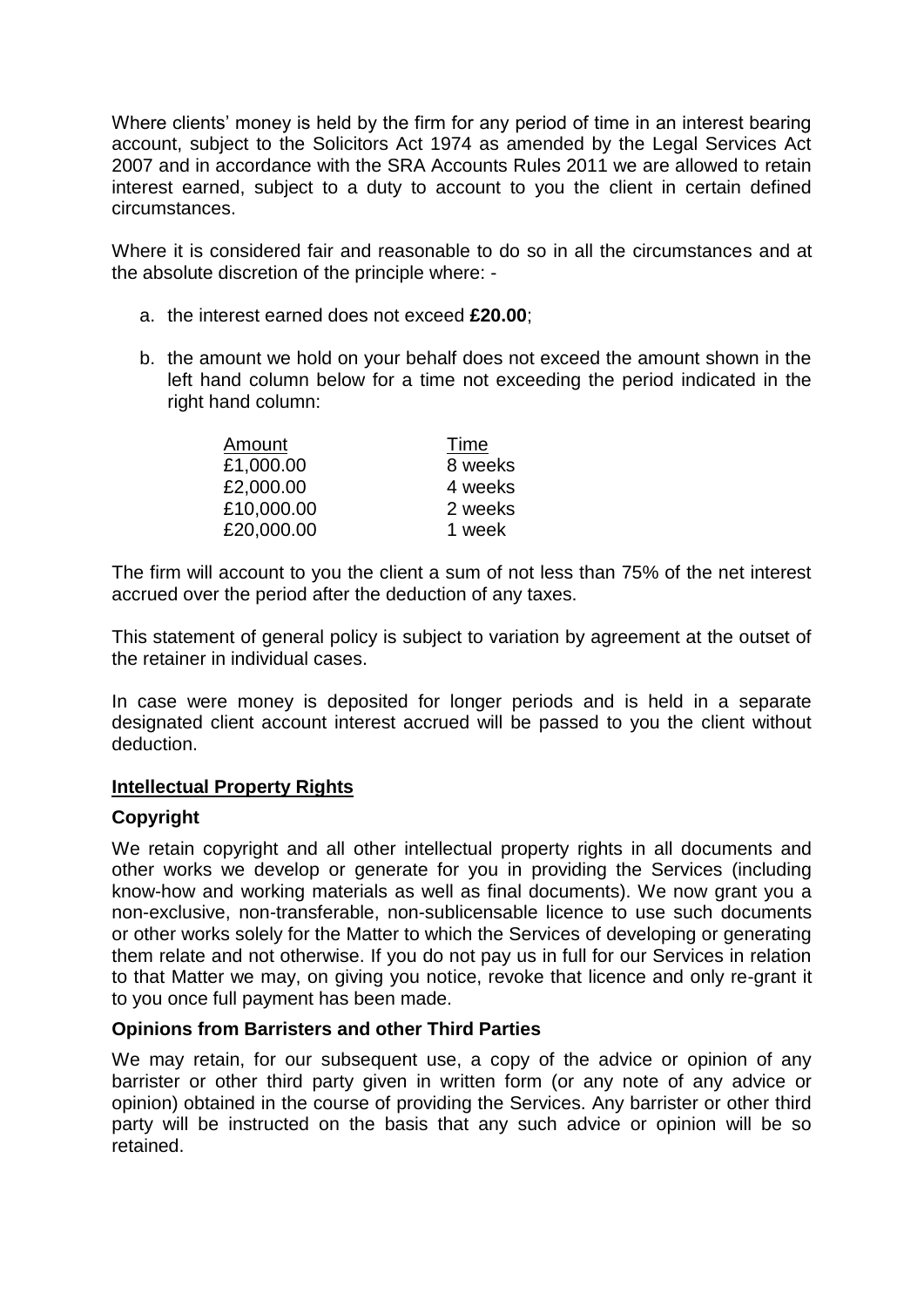Where clients' money is held by the firm for any period of time in an interest bearing account, subject to the Solicitors Act 1974 as amended by the Legal Services Act 2007 and in accordance with the SRA Accounts Rules 2011 we are allowed to retain interest earned, subject to a duty to account to you the client in certain defined circumstances.

Where it is considered fair and reasonable to do so in all the circumstances and at the absolute discretion of the principle where: -

a. the interest earned does not exceed **£20.00**;

b. the amount we hold on your behalf does not exceed the amount shown in the left hand column below for a time not exceeding the period indicated in the right hand column:

| Amount | Time |
|---|---|
| £1,000.00 | 8 weeks |
| £2,000.00 | 4 weeks |
| £10,000.00 | 2 weeks |
| £20,000.00 | 1 week |

The firm will account to you the client a sum of not less than 75% of the net interest accrued over the period after the deduction of any taxes.

This statement of general policy is subject to variation by agreement at the outset of the retainer in individual cases.

In case were money is deposited for longer periods and is held in a separate designated client account interest accrued will be passed to you the client without deduction.

## Intellectual Property Rights

### Copyright

We retain copyright and all other intellectual property rights in all documents and other works we develop or generate for you in providing the Services (including know-how and working materials as well as final documents). We now grant you a non-exclusive, non-transferable, non-sublicensable licence to use such documents or other works solely for the Matter to which the Services of developing or generating them relate and not otherwise. If you do not pay us in full for our Services in relation to that Matter we may, on giving you notice, revoke that licence and only re-grant it to you once full payment has been made.

### Opinions from Barristers and other Third Parties

We may retain, for our subsequent use, a copy of the advice or opinion of any barrister or other third party given in written form (or any note of any advice or opinion) obtained in the course of providing the Services. Any barrister or other third party will be instructed on the basis that any such advice or opinion will be so retained.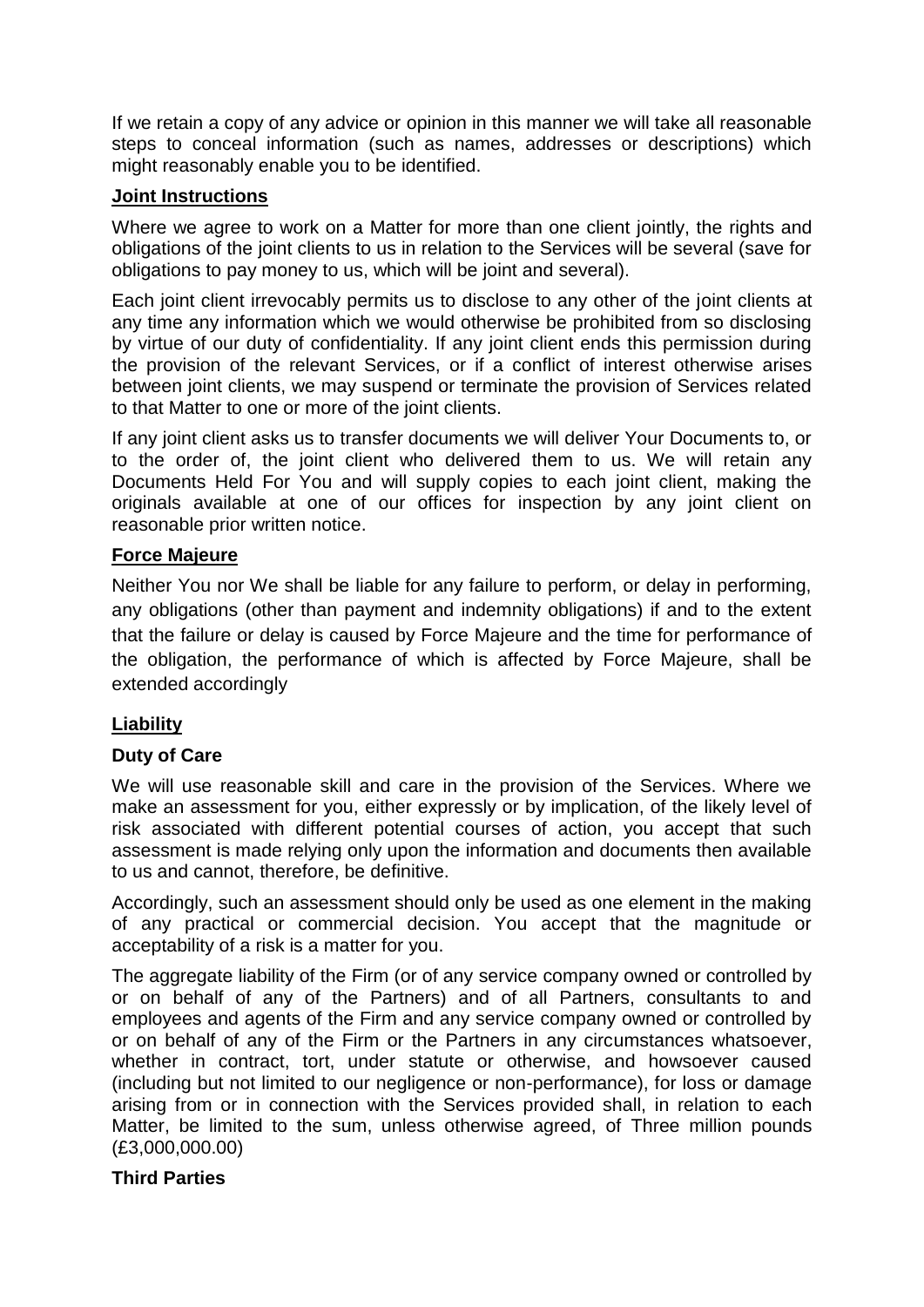If we retain a copy of any advice or opinion in this manner we will take all reasonable steps to conceal information (such as names, addresses or descriptions) which might reasonably enable you to be identified.

## Joint Instructions

Where we agree to work on a Matter for more than one client jointly, the rights and obligations of the joint clients to us in relation to the Services will be several (save for obligations to pay money to us, which will be joint and several).

Each joint client irrevocably permits us to disclose to any other of the joint clients at any time any information which we would otherwise be prohibited from so disclosing by virtue of our duty of confidentiality. If any joint client ends this permission during the provision of the relevant Services, or if a conflict of interest otherwise arises between joint clients, we may suspend or terminate the provision of Services related to that Matter to one or more of the joint clients.

If any joint client asks us to transfer documents we will deliver Your Documents to, or to the order of, the joint client who delivered them to us. We will retain any Documents Held For You and will supply copies to each joint client, making the originals available at one of our offices for inspection by any joint client on reasonable prior written notice.

## Force Majeure

Neither You nor We shall be liable for any failure to perform, or delay in performing, any obligations (other than payment and indemnity obligations) if and to the extent that the failure or delay is caused by Force Majeure and the time for performance of the obligation, the performance of which is affected by Force Majeure, shall be extended accordingly

## Liability

### Duty of Care

We will use reasonable skill and care in the provision of the Services. Where we make an assessment for you, either expressly or by implication, of the likely level of risk associated with different potential courses of action, you accept that such assessment is made relying only upon the information and documents then available to us and cannot, therefore, be definitive.

Accordingly, such an assessment should only be used as one element in the making of any practical or commercial decision. You accept that the magnitude or acceptability of a risk is a matter for you.

The aggregate liability of the Firm (or of any service company owned or controlled by or on behalf of any of the Partners) and of all Partners, consultants to and employees and agents of the Firm and any service company owned or controlled by or on behalf of any of the Firm or the Partners in any circumstances whatsoever, whether in contract, tort, under statute or otherwise, and howsoever caused (including but not limited to our negligence or non-performance), for loss or damage arising from or in connection with the Services provided shall, in relation to each Matter, be limited to the sum, unless otherwise agreed, of Three million pounds (£3,000,000.00)

### Third Parties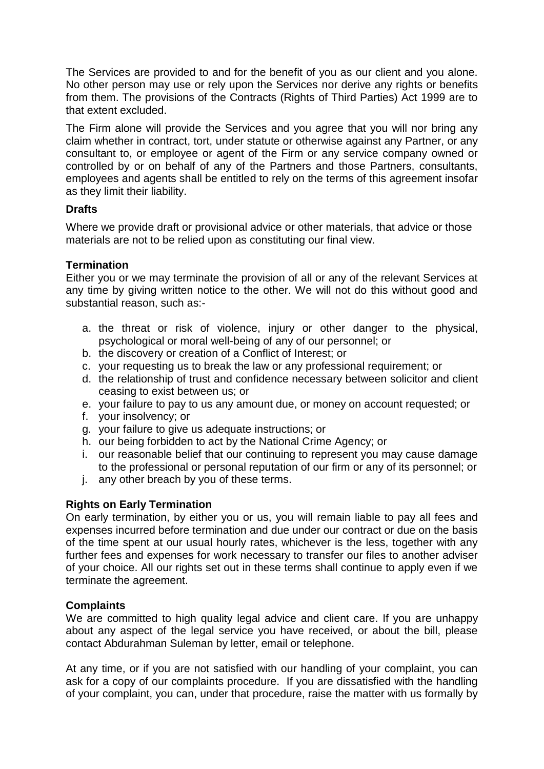The Services are provided to and for the benefit of you as our client and you alone. No other person may use or rely upon the Services nor derive any rights or benefits from them. The provisions of the Contracts (Rights of Third Parties) Act 1999 are to that extent excluded.

The Firm alone will provide the Services and you agree that you will nor bring any claim whether in contract, tort, under statute or otherwise against any Partner, or any consultant to, or employee or agent of the Firm or any service company owned or controlled by or on behalf of any of the Partners and those Partners, consultants, employees and agents shall be entitled to rely on the terms of this agreement insofar as they limit their liability.

**Drafts**

Where we provide draft or provisional advice or other materials, that advice or those materials are not to be relied upon as constituting our final view.

**Termination**

Either you or we may terminate the provision of all or any of the relevant Services at any time by giving written notice to the other. We will not do this without good and substantial reason, such as:-

a. the threat or risk of violence, injury or other danger to the physical, psychological or moral well-being of any of our personnel; or
b. the discovery or creation of a Conflict of Interest; or
c. your requesting us to break the law or any professional requirement; or
d. the relationship of trust and confidence necessary between solicitor and client ceasing to exist between us; or
e. your failure to pay to us any amount due, or money on account requested; or
f. your insolvency; or
g. your failure to give us adequate instructions; or
h. our being forbidden to act by the National Crime Agency; or
i. our reasonable belief that our continuing to represent you may cause damage to the professional or personal reputation of our firm or any of its personnel; or
j. any other breach by you of these terms.

**Rights on Early Termination**

On early termination, by either you or us, you will remain liable to pay all fees and expenses incurred before termination and due under our contract or due on the basis of the time spent at our usual hourly rates, whichever is the less, together with any further fees and expenses for work necessary to transfer our files to another adviser of your choice. All our rights set out in these terms shall continue to apply even if we terminate the agreement.

**Complaints**

We are committed to high quality legal advice and client care. If you are unhappy about any aspect of the legal service you have received, or about the bill, please contact Abdurahman Suleman by letter, email or telephone.

At any time, or if you are not satisfied with our handling of your complaint, you can ask for a copy of our complaints procedure. If you are dissatisfied with the handling of your complaint, you can, under that procedure, raise the matter with us formally by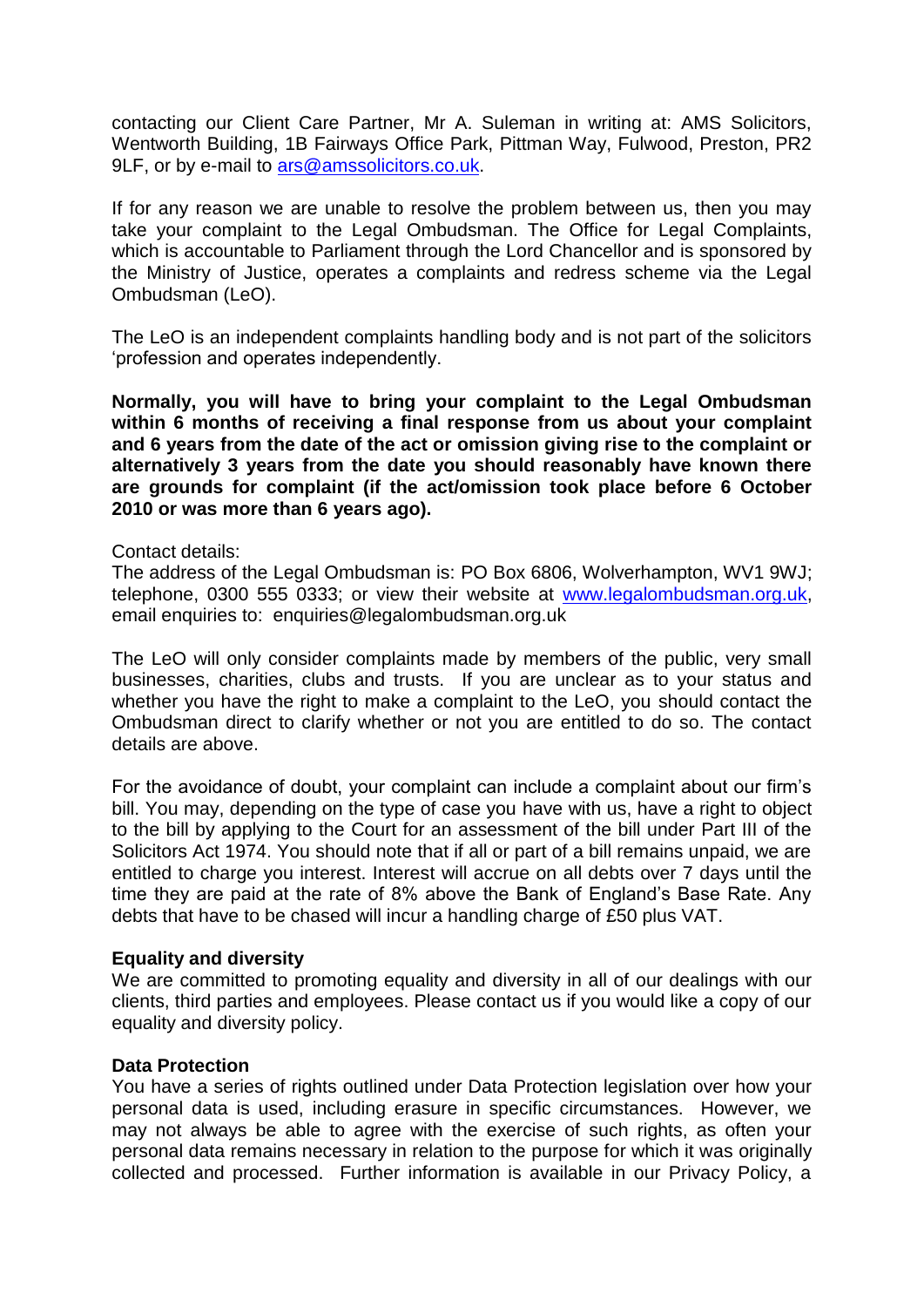contacting our Client Care Partner, Mr A. Suleman in writing at: AMS Solicitors, Wentworth Building, 1B Fairways Office Park, Pittman Way, Fulwood, Preston, PR2 9LF, or by e-mail to ars@amssolicitors.co.uk.

If for any reason we are unable to resolve the problem between us, then you may take your complaint to the Legal Ombudsman. The Office for Legal Complaints, which is accountable to Parliament through the Lord Chancellor and is sponsored by the Ministry of Justice, operates a complaints and redress scheme via the Legal Ombudsman (LeO).

The LeO is an independent complaints handling body and is not part of the solicitors 'profession and operates independently.

**Normally, you will have to bring your complaint to the Legal Ombudsman within 6 months of receiving a final response from us about your complaint and 6 years from the date of the act or omission giving rise to the complaint or alternatively 3 years from the date you should reasonably have known there are grounds for complaint (if the act/omission took place before 6 October 2010 or was more than 6 years ago).**

Contact details:
The address of the Legal Ombudsman is: PO Box 6806, Wolverhampton, WV1 9WJ; telephone, 0300 555 0333; or view their website at www.legalombudsman.org.uk, email enquiries to: enquiries@legalombudsman.org.uk

The LeO will only consider complaints made by members of the public, very small businesses, charities, clubs and trusts. If you are unclear as to your status and whether you have the right to make a complaint to the LeO, you should contact the Ombudsman direct to clarify whether or not you are entitled to do so. The contact details are above.

For the avoidance of doubt, your complaint can include a complaint about our firm's bill. You may, depending on the type of case you have with us, have a right to object to the bill by applying to the Court for an assessment of the bill under Part III of the Solicitors Act 1974. You should note that if all or part of a bill remains unpaid, we are entitled to charge you interest. Interest will accrue on all debts over 7 days until the time they are paid at the rate of 8% above the Bank of England's Base Rate. Any debts that have to be chased will incur a handling charge of £50 plus VAT.

**Equality and diversity**
We are committed to promoting equality and diversity in all of our dealings with our clients, third parties and employees. Please contact us if you would like a copy of our equality and diversity policy.

**Data Protection**
You have a series of rights outlined under Data Protection legislation over how your personal data is used, including erasure in specific circumstances. However, we may not always be able to agree with the exercise of such rights, as often your personal data remains necessary in relation to the purpose for which it was originally collected and processed. Further information is available in our Privacy Policy, a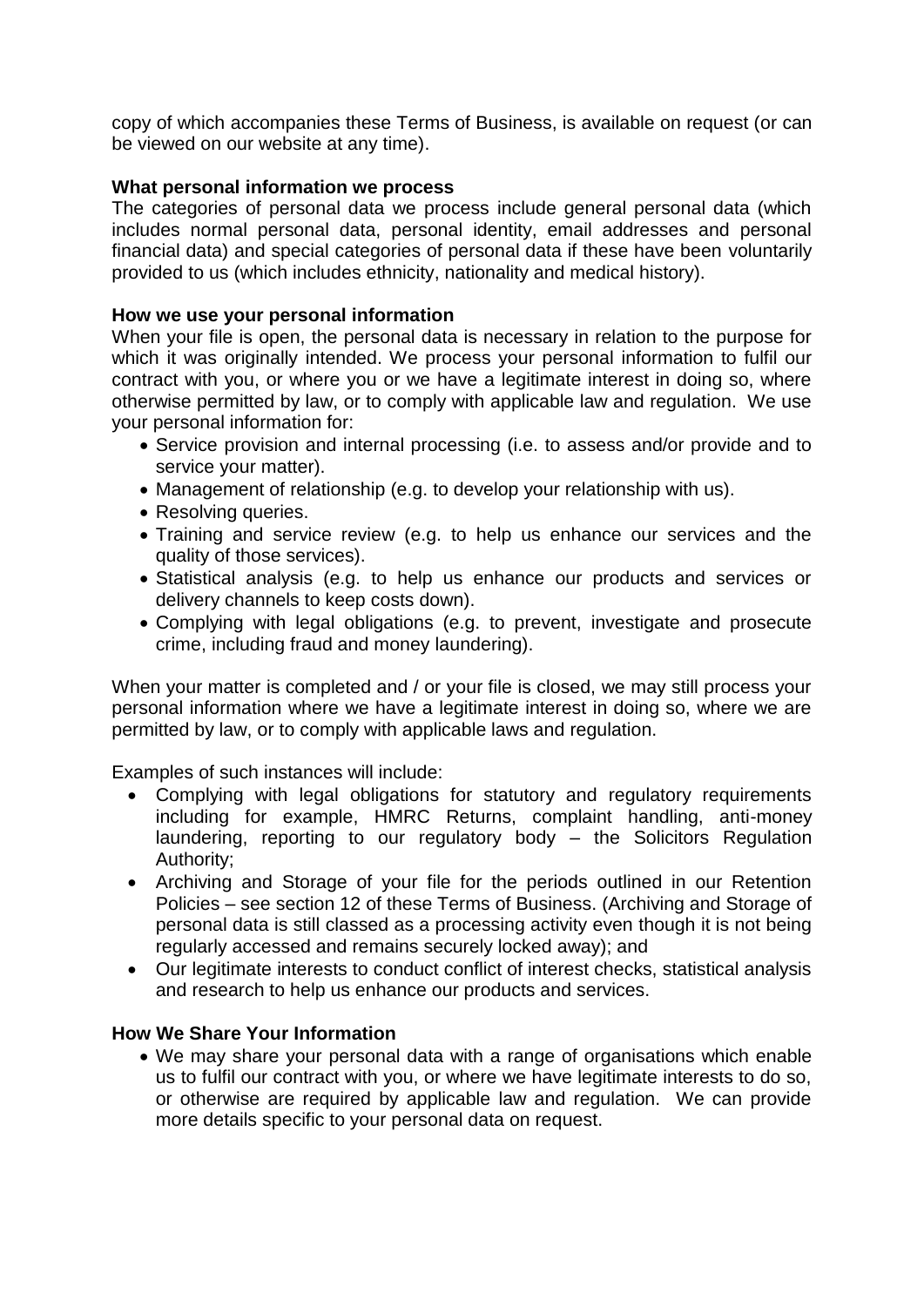copy of which accompanies these Terms of Business, is available on request (or can be viewed on our website at any time).

**What personal information we process**

The categories of personal data we process include general personal data (which includes normal personal data, personal identity, email addresses and personal financial data) and special categories of personal data if these have been voluntarily provided to us (which includes ethnicity, nationality and medical history).

**How we use your personal information**

When your file is open, the personal data is necessary in relation to the purpose for which it was originally intended. We process your personal information to fulfil our contract with you, or where you or we have a legitimate interest in doing so, where otherwise permitted by law, or to comply with applicable law and regulation. We use your personal information for:

- Service provision and internal processing (i.e. to assess and/or provide and to service your matter).
- Management of relationship (e.g. to develop your relationship with us).
- Resolving queries.
- Training and service review (e.g. to help us enhance our services and the quality of those services).
- Statistical analysis (e.g. to help us enhance our products and services or delivery channels to keep costs down).
- Complying with legal obligations (e.g. to prevent, investigate and prosecute crime, including fraud and money laundering).

When your matter is completed and / or your file is closed, we may still process your personal information where we have a legitimate interest in doing so, where we are permitted by law, or to comply with applicable laws and regulation.

Examples of such instances will include:

- Complying with legal obligations for statutory and regulatory requirements including for example, HMRC Returns, complaint handling, anti-money laundering, reporting to our regulatory body – the Solicitors Regulation Authority;
- Archiving and Storage of your file for the periods outlined in our Retention Policies – see section 12 of these Terms of Business. (Archiving and Storage of personal data is still classed as a processing activity even though it is not being regularly accessed and remains securely locked away); and
- Our legitimate interests to conduct conflict of interest checks, statistical analysis and research to help us enhance our products and services.

**How We Share Your Information**

- We may share your personal data with a range of organisations which enable us to fulfil our contract with you, or where we have legitimate interests to do so, or otherwise are required by applicable law and regulation. We can provide more details specific to your personal data on request.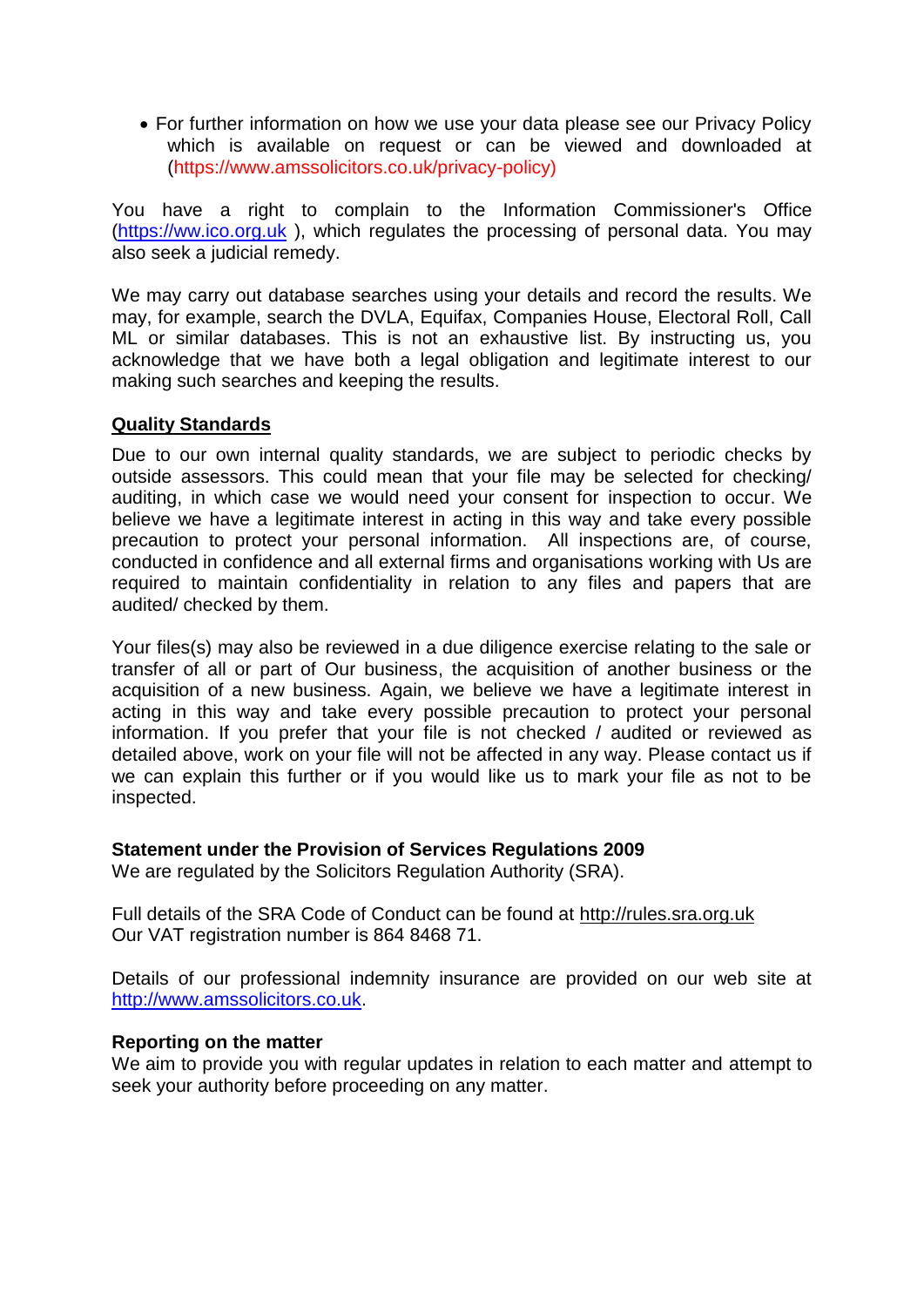- For further information on how we use your data please see our Privacy Policy which is available on request or can be viewed and downloaded at (https://www.amssolicitors.co.uk/privacy-policy)

You have a right to complain to the Information Commissioner's Office (https://ww.ico.org.uk ), which regulates the processing of personal data. You may also seek a judicial remedy.

We may carry out database searches using your details and record the results. We may, for example, search the DVLA, Equifax, Companies House, Electoral Roll, Call ML or similar databases. This is not an exhaustive list. By instructing us, you acknowledge that we have both a legal obligation and legitimate interest to our making such searches and keeping the results.

**Quality Standards**

Due to our own internal quality standards, we are subject to periodic checks by outside assessors. This could mean that your file may be selected for checking/ auditing, in which case we would need your consent for inspection to occur. We believe we have a legitimate interest in acting in this way and take every possible precaution to protect your personal information. All inspections are, of course, conducted in confidence and all external firms and organisations working with Us are required to maintain confidentiality in relation to any files and papers that are audited/ checked by them.

Your files(s) may also be reviewed in a due diligence exercise relating to the sale or transfer of all or part of Our business, the acquisition of another business or the acquisition of a new business. Again, we believe we have a legitimate interest in acting in this way and take every possible precaution to protect your personal information. If you prefer that your file is not checked / audited or reviewed as detailed above, work on your file will not be affected in any way. Please contact us if we can explain this further or if you would like us to mark your file as not to be inspected.

**Statement under the Provision of Services Regulations 2009**

We are regulated by the Solicitors Regulation Authority (SRA).

Full details of the SRA Code of Conduct can be found at http://rules.sra.org.uk
Our VAT registration number is 864 8468 71.

Details of our professional indemnity insurance are provided on our web site at http://www.amssolicitors.co.uk.

**Reporting on the matter**

We aim to provide you with regular updates in relation to each matter and attempt to seek your authority before proceeding on any matter.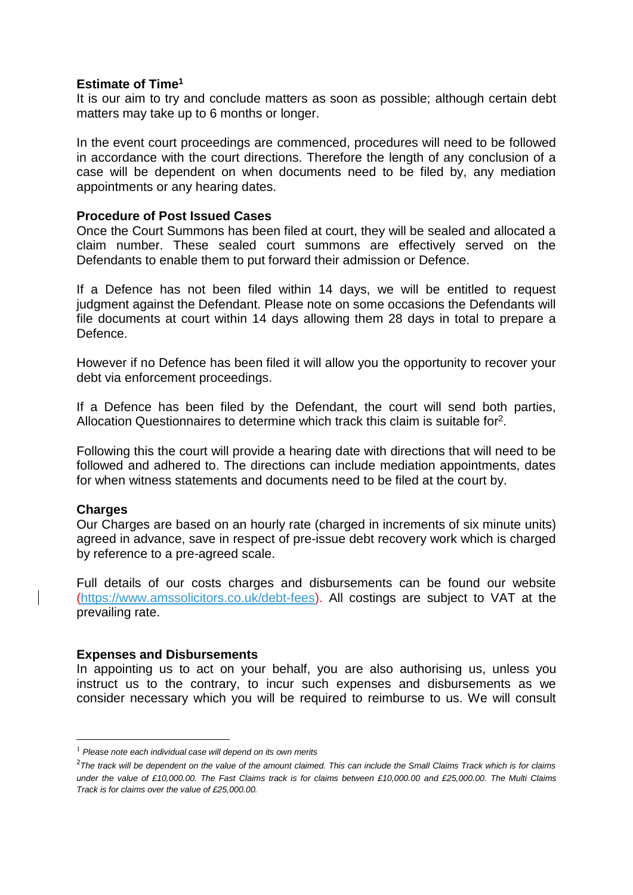**Estimate of Time**[1]

It is our aim to try and conclude matters as soon as possible; although certain debt matters may take up to 6 months or longer.

In the event court proceedings are commenced, procedures will need to be followed in accordance with the court directions. Therefore the length of any conclusion of a case will be dependent on when documents need to be filed by, any mediation appointments or any hearing dates.

**Procedure of Post Issued Cases**

Once the Court Summons has been filed at court, they will be sealed and allocated a claim number. These sealed court summons are effectively served on the Defendants to enable them to put forward their admission or Defence.

If a Defence has not been filed within 14 days, we will be entitled to request judgment against the Defendant. Please note on some occasions the Defendants will file documents at court within 14 days allowing them 28 days in total to prepare a Defence.

However if no Defence has been filed it will allow you the opportunity to recover your debt via enforcement proceedings.

If a Defence has been filed by the Defendant, the court will send both parties, Allocation Questionnaires to determine which track this claim is suitable for[2].

Following this the court will provide a hearing date with directions that will need to be followed and adhered to. The directions can include mediation appointments, dates for when witness statements and documents need to be filed at the court by.

**Charges**

Our Charges are based on an hourly rate (charged in increments of six minute units) agreed in advance, save in respect of pre-issue debt recovery work which is charged by reference to a pre-agreed scale.

Full details of our costs charges and disbursements can be found our website (https://www.amssolicitors.co.uk/debt-fees). All costings are subject to VAT at the prevailing rate.

**Expenses and Disbursements**

In appointing us to act on your behalf, you are also authorising us, unless you instruct us to the contrary, to incur such expenses and disbursements as we consider necessary which you will be required to reimburse to us. We will consult

---

[1] *Please note each individual case will depend on its own merits*

[2] *The track will be dependent on the value of the amount claimed. This can include the Small Claims Track which is for claims under the value of £10,000.00. The Fast Claims track is for claims between £10,000.00 and £25,000.00. The Multi Claims Track is for claims over the value of £25,000.00.*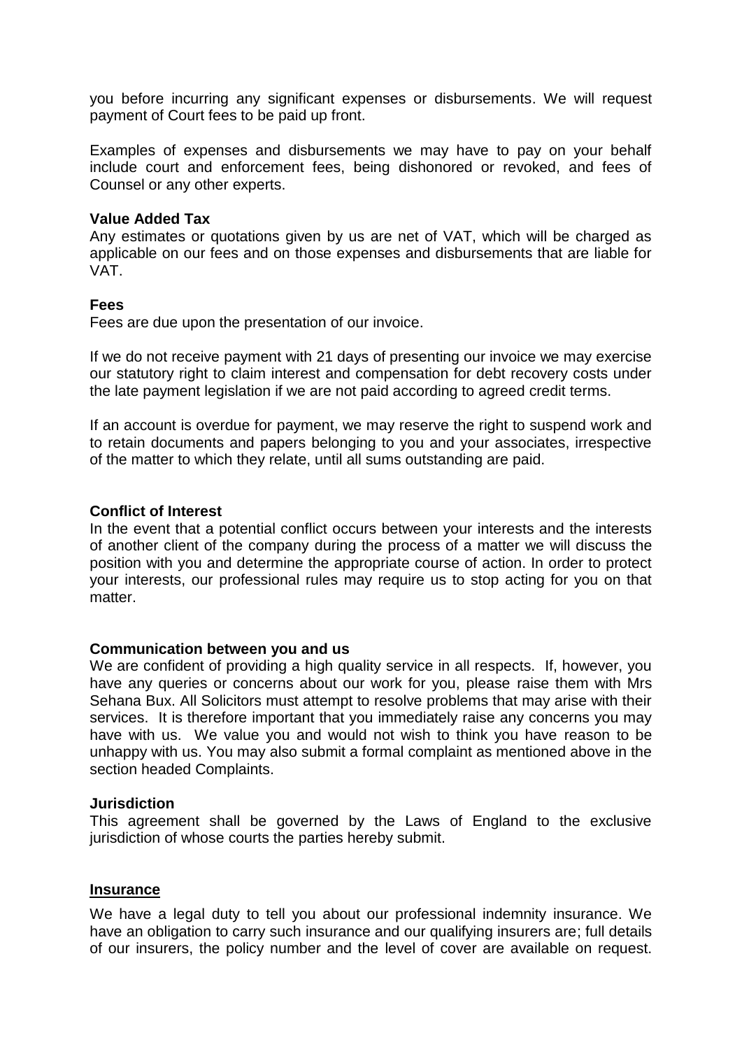you before incurring any significant expenses or disbursements. We will request payment of Court fees to be paid up front.

Examples of expenses and disbursements we may have to pay on your behalf include court and enforcement fees, being dishonored or revoked, and fees of Counsel or any other experts.

**Value Added Tax**

Any estimates or quotations given by us are net of VAT, which will be charged as applicable on our fees and on those expenses and disbursements that are liable for VAT.

**Fees**

Fees are due upon the presentation of our invoice.

If we do not receive payment with 21 days of presenting our invoice we may exercise our statutory right to claim interest and compensation for debt recovery costs under the late payment legislation if we are not paid according to agreed credit terms.

If an account is overdue for payment, we may reserve the right to suspend work and to retain documents and papers belonging to you and your associates, irrespective of the matter to which they relate, until all sums outstanding are paid.

**Conflict of Interest**

In the event that a potential conflict occurs between your interests and the interests of another client of the company during the process of a matter we will discuss the position with you and determine the appropriate course of action. In order to protect your interests, our professional rules may require us to stop acting for you on that matter.

**Communication between you and us**

We are confident of providing a high quality service in all respects. If, however, you have any queries or concerns about our work for you, please raise them with Mrs Sehana Bux. All Solicitors must attempt to resolve problems that may arise with their services. It is therefore important that you immediately raise any concerns you may have with us. We value you and would not wish to think you have reason to be unhappy with us. You may also submit a formal complaint as mentioned above in the section headed Complaints.

**Jurisdiction**

This agreement shall be governed by the Laws of England to the exclusive jurisdiction of whose courts the parties hereby submit.

**Insurance**

We have a legal duty to tell you about our professional indemnity insurance. We have an obligation to carry such insurance and our qualifying insurers are; full details of our insurers, the policy number and the level of cover are available on request.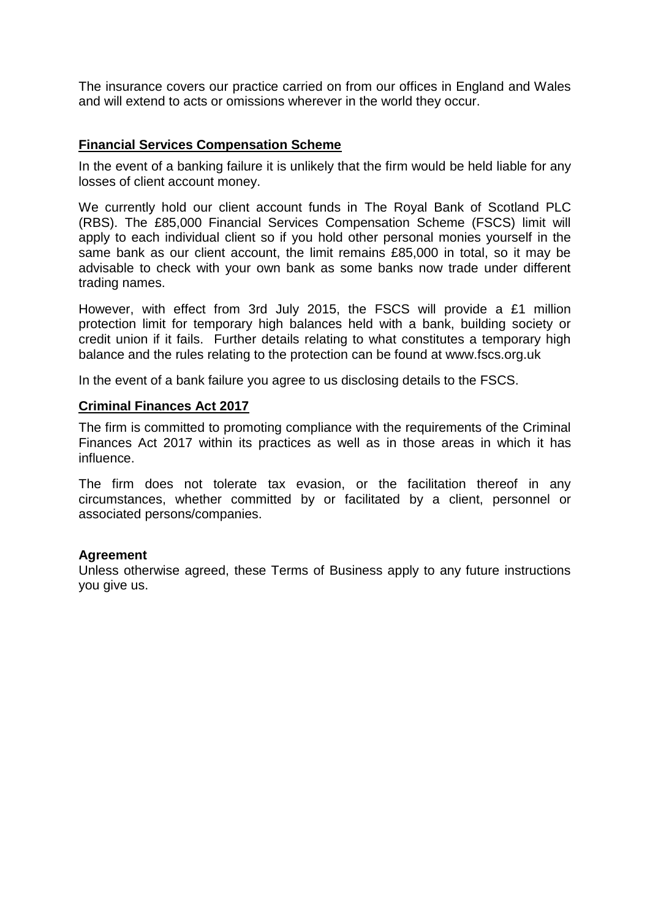The insurance covers our practice carried on from our offices in England and Wales and will extend to acts or omissions wherever in the world they occur.

## Financial Services Compensation Scheme

In the event of a banking failure it is unlikely that the firm would be held liable for any losses of client account money.

We currently hold our client account funds in The Royal Bank of Scotland PLC (RBS). The £85,000 Financial Services Compensation Scheme (FSCS) limit will apply to each individual client so if you hold other personal monies yourself in the same bank as our client account, the limit remains £85,000 in total, so it may be advisable to check with your own bank as some banks now trade under different trading names.

However, with effect from 3rd July 2015, the FSCS will provide a £1 million protection limit for temporary high balances held with a bank, building society or credit union if it fails. Further details relating to what constitutes a temporary high balance and the rules relating to the protection can be found at www.fscs.org.uk

In the event of a bank failure you agree to us disclosing details to the FSCS.

## Criminal Finances Act 2017

The firm is committed to promoting compliance with the requirements of the Criminal Finances Act 2017 within its practices as well as in those areas in which it has influence.

The firm does not tolerate tax evasion, or the facilitation thereof in any circumstances, whether committed by or facilitated by a client, personnel or associated persons/companies.

**Agreement**

Unless otherwise agreed, these Terms of Business apply to any future instructions you give us.